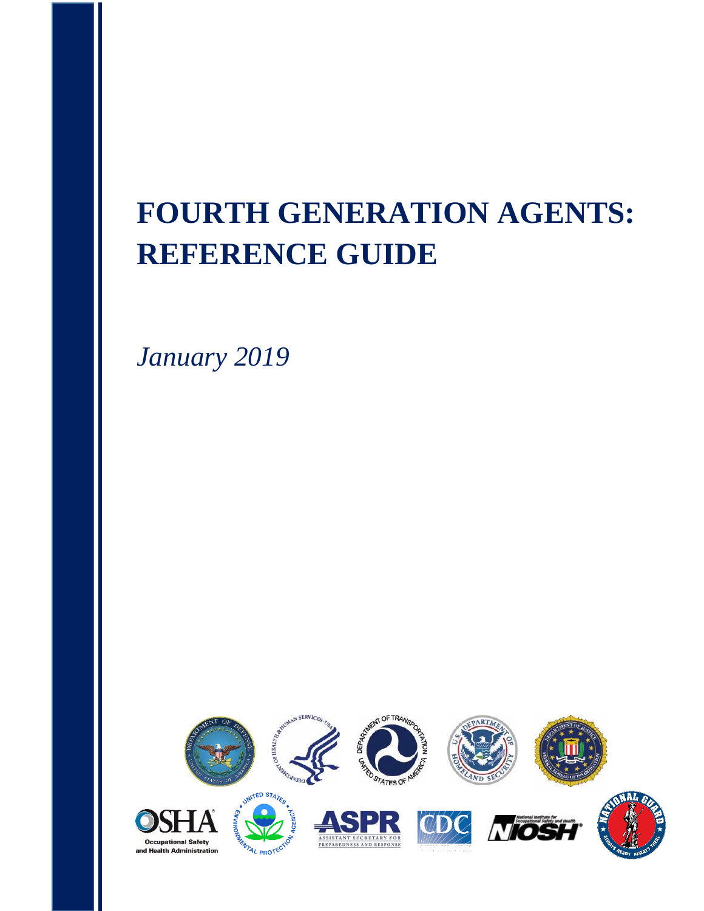# FOURTH GENERATION AGENTS: REFERENCE GUIDE

*January 2019*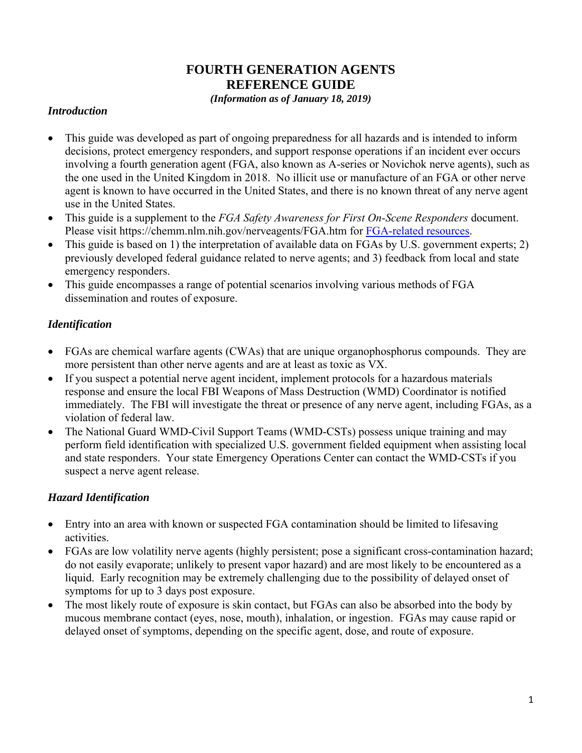# FOURTH GENERATION AGENTS REFERENCE GUIDE

***(Information as of January 18, 2019)***

## *Introduction*

- This guide was developed as part of ongoing preparedness for all hazards and is intended to inform decisions, protect emergency responders, and support response operations if an incident ever occurs involving a fourth generation agent (FGA, also known as A-series or Novichok nerve agents), such as the one used in the United Kingdom in 2018. No illicit use or manufacture of an FGA or other nerve agent is known to have occurred in the United States, and there is no known threat of any nerve agent use in the United States.
- This guide is a supplement to the *FGA Safety Awareness for First On-Scene Responders* document. Please visit https://chemm.nlm.nih.gov/nerveagents/FGA.htm for FGA-related resources.
- This guide is based on 1) the interpretation of available data on FGAs by U.S. government experts; 2) previously developed federal guidance related to nerve agents; and 3) feedback from local and state emergency responders.
- This guide encompasses a range of potential scenarios involving various methods of FGA dissemination and routes of exposure.

## *Identification*

- FGAs are chemical warfare agents (CWAs) that are unique organophosphorus compounds. They are more persistent than other nerve agents and are at least as toxic as VX.
- If you suspect a potential nerve agent incident, implement protocols for a hazardous materials response and ensure the local FBI Weapons of Mass Destruction (WMD) Coordinator is notified immediately. The FBI will investigate the threat or presence of any nerve agent, including FGAs, as a violation of federal law.
- The National Guard WMD-Civil Support Teams (WMD-CSTs) possess unique training and may perform field identification with specialized U.S. government fielded equipment when assisting local and state responders. Your state Emergency Operations Center can contact the WMD-CSTs if you suspect a nerve agent release.

## *Hazard Identification*

- Entry into an area with known or suspected FGA contamination should be limited to lifesaving activities.
- FGAs are low volatility nerve agents (highly persistent; pose a significant cross-contamination hazard; do not easily evaporate; unlikely to present vapor hazard) and are most likely to be encountered as a liquid. Early recognition may be extremely challenging due to the possibility of delayed onset of symptoms for up to 3 days post exposure.
- The most likely route of exposure is skin contact, but FGAs can also be absorbed into the body by mucous membrane contact (eyes, nose, mouth), inhalation, or ingestion. FGAs may cause rapid or delayed onset of symptoms, depending on the specific agent, dose, and route of exposure.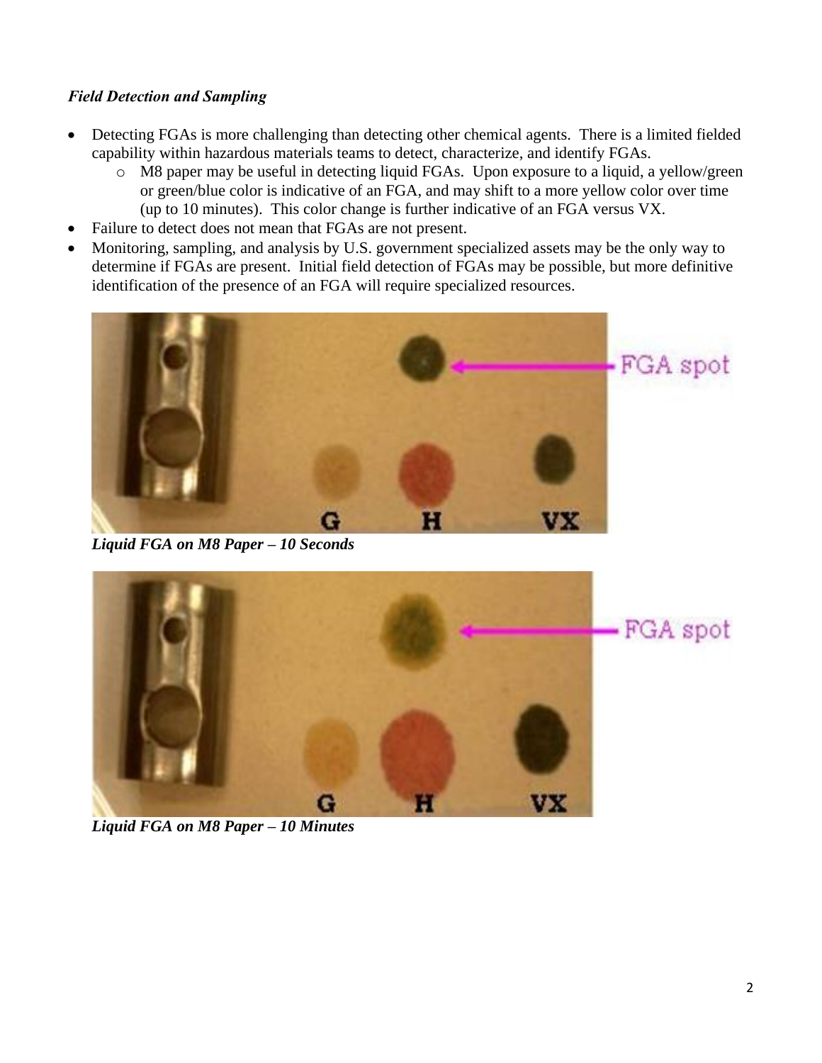***Field Detection and Sampling***

- Detecting FGAs is more challenging than detecting other chemical agents. There is a limited fielded capability within hazardous materials teams to detect, characterize, and identify FGAs.
  - M8 paper may be useful in detecting liquid FGAs. Upon exposure to a liquid, a yellow/green or green/blue color is indicative of an FGA, and may shift to a more yellow color over time (up to 10 minutes). This color change is further indicative of an FGA versus VX.
- Failure to detect does not mean that FGAs are not present.
- Monitoring, sampling, and analysis by U.S. government specialized assets may be the only way to determine if FGAs are present. Initial field detection of FGAs may be possible, but more definitive identification of the presence of an FGA will require specialized resources.

***Liquid FGA on M8 Paper – 10 Seconds***

***Liquid FGA on M8 Paper – 10 Minutes***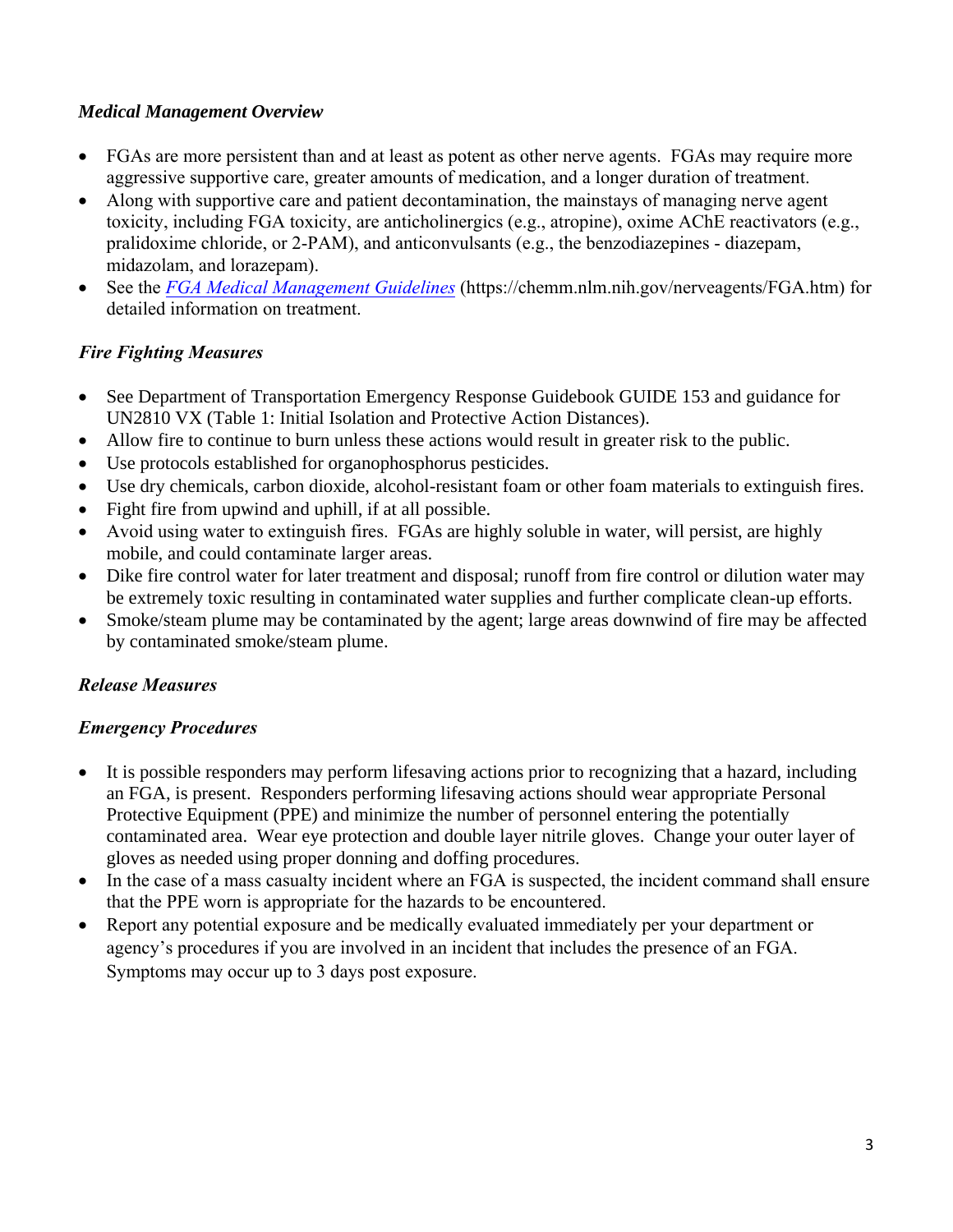***Medical Management Overview***

- FGAs are more persistent than and at least as potent as other nerve agents. FGAs may require more aggressive supportive care, greater amounts of medication, and a longer duration of treatment.
- Along with supportive care and patient decontamination, the mainstays of managing nerve agent toxicity, including FGA toxicity, are anticholinergics (e.g., atropine), oxime AChE reactivators (e.g., pralidoxime chloride, or 2-PAM), and anticonvulsants (e.g., the benzodiazepines - diazepam, midazolam, and lorazepam).
- See the *FGA Medical Management Guidelines* (https://chemm.nlm.nih.gov/nerveagents/FGA.htm) for detailed information on treatment.

***Fire Fighting Measures***

- See Department of Transportation Emergency Response Guidebook GUIDE 153 and guidance for UN2810 VX (Table 1: Initial Isolation and Protective Action Distances).
- Allow fire to continue to burn unless these actions would result in greater risk to the public.
- Use protocols established for organophosphorus pesticides.
- Use dry chemicals, carbon dioxide, alcohol-resistant foam or other foam materials to extinguish fires.
- Fight fire from upwind and uphill, if at all possible.
- Avoid using water to extinguish fires. FGAs are highly soluble in water, will persist, are highly mobile, and could contaminate larger areas.
- Dike fire control water for later treatment and disposal; runoff from fire control or dilution water may be extremely toxic resulting in contaminated water supplies and further complicate clean-up efforts.
- Smoke/steam plume may be contaminated by the agent; large areas downwind of fire may be affected by contaminated smoke/steam plume.

***Release Measures***

***Emergency Procedures***

- It is possible responders may perform lifesaving actions prior to recognizing that a hazard, including an FGA, is present. Responders performing lifesaving actions should wear appropriate Personal Protective Equipment (PPE) and minimize the number of personnel entering the potentially contaminated area. Wear eye protection and double layer nitrile gloves. Change your outer layer of gloves as needed using proper donning and doffing procedures.
- In the case of a mass casualty incident where an FGA is suspected, the incident command shall ensure that the PPE worn is appropriate for the hazards to be encountered.
- Report any potential exposure and be medically evaluated immediately per your department or agency's procedures if you are involved in an incident that includes the presence of an FGA. Symptoms may occur up to 3 days post exposure.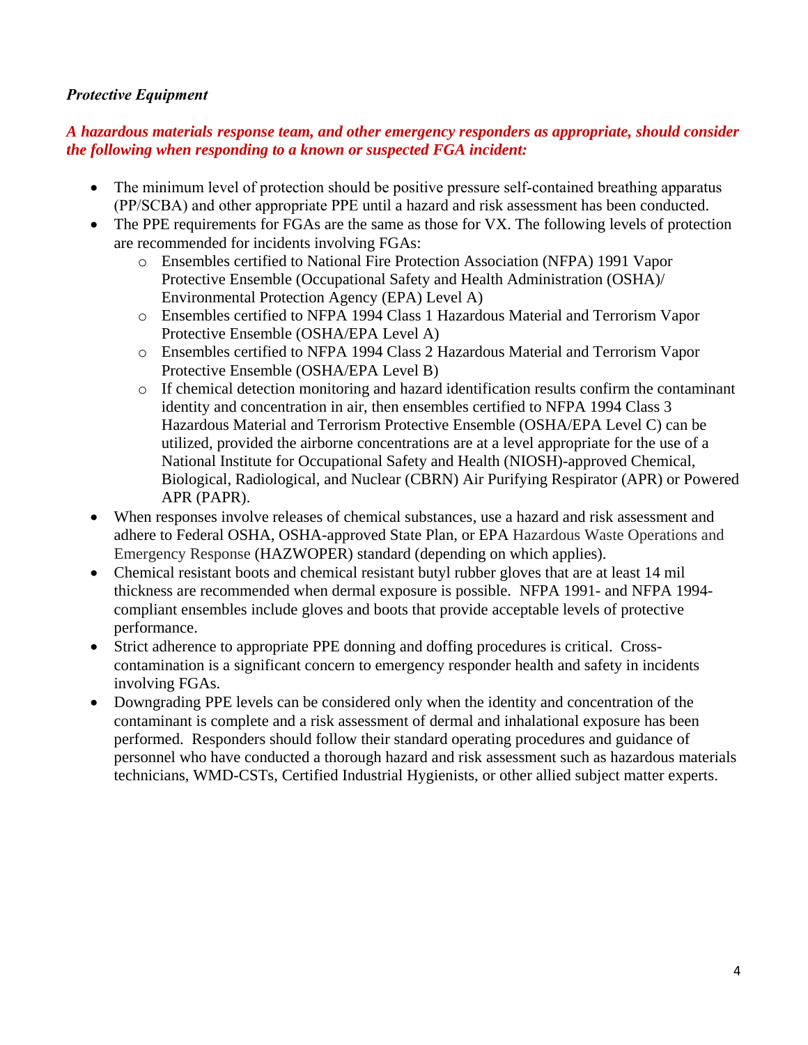***Protective Equipment***

***A hazardous materials response team, and other emergency responders as appropriate, should consider the following when responding to a known or suspected FGA incident:***

- The minimum level of protection should be positive pressure self-contained breathing apparatus (PP/SCBA) and other appropriate PPE until a hazard and risk assessment has been conducted.
- The PPE requirements for FGAs are the same as those for VX. The following levels of protection are recommended for incidents involving FGAs:
  - Ensembles certified to National Fire Protection Association (NFPA) 1991 Vapor Protective Ensemble (Occupational Safety and Health Administration (OSHA)/ Environmental Protection Agency (EPA) Level A)
  - Ensembles certified to NFPA 1994 Class 1 Hazardous Material and Terrorism Vapor Protective Ensemble (OSHA/EPA Level A)
  - Ensembles certified to NFPA 1994 Class 2 Hazardous Material and Terrorism Vapor Protective Ensemble (OSHA/EPA Level B)
  - If chemical detection monitoring and hazard identification results confirm the contaminant identity and concentration in air, then ensembles certified to NFPA 1994 Class 3 Hazardous Material and Terrorism Protective Ensemble (OSHA/EPA Level C) can be utilized, provided the airborne concentrations are at a level appropriate for the use of a National Institute for Occupational Safety and Health (NIOSH)-approved Chemical, Biological, Radiological, and Nuclear (CBRN) Air Purifying Respirator (APR) or Powered APR (PAPR).
- When responses involve releases of chemical substances, use a hazard and risk assessment and adhere to Federal OSHA, OSHA-approved State Plan, or EPA Hazardous Waste Operations and Emergency Response (HAZWOPER) standard (depending on which applies).
- Chemical resistant boots and chemical resistant butyl rubber gloves that are at least 14 mil thickness are recommended when dermal exposure is possible. NFPA 1991- and NFPA 1994-compliant ensembles include gloves and boots that provide acceptable levels of protective performance.
- Strict adherence to appropriate PPE donning and doffing procedures is critical. Cross-contamination is a significant concern to emergency responder health and safety in incidents involving FGAs.
- Downgrading PPE levels can be considered only when the identity and concentration of the contaminant is complete and a risk assessment of dermal and inhalational exposure has been performed. Responders should follow their standard operating procedures and guidance of personnel who have conducted a thorough hazard and risk assessment such as hazardous materials technicians, WMD-CSTs, Certified Industrial Hygienists, or other allied subject matter experts.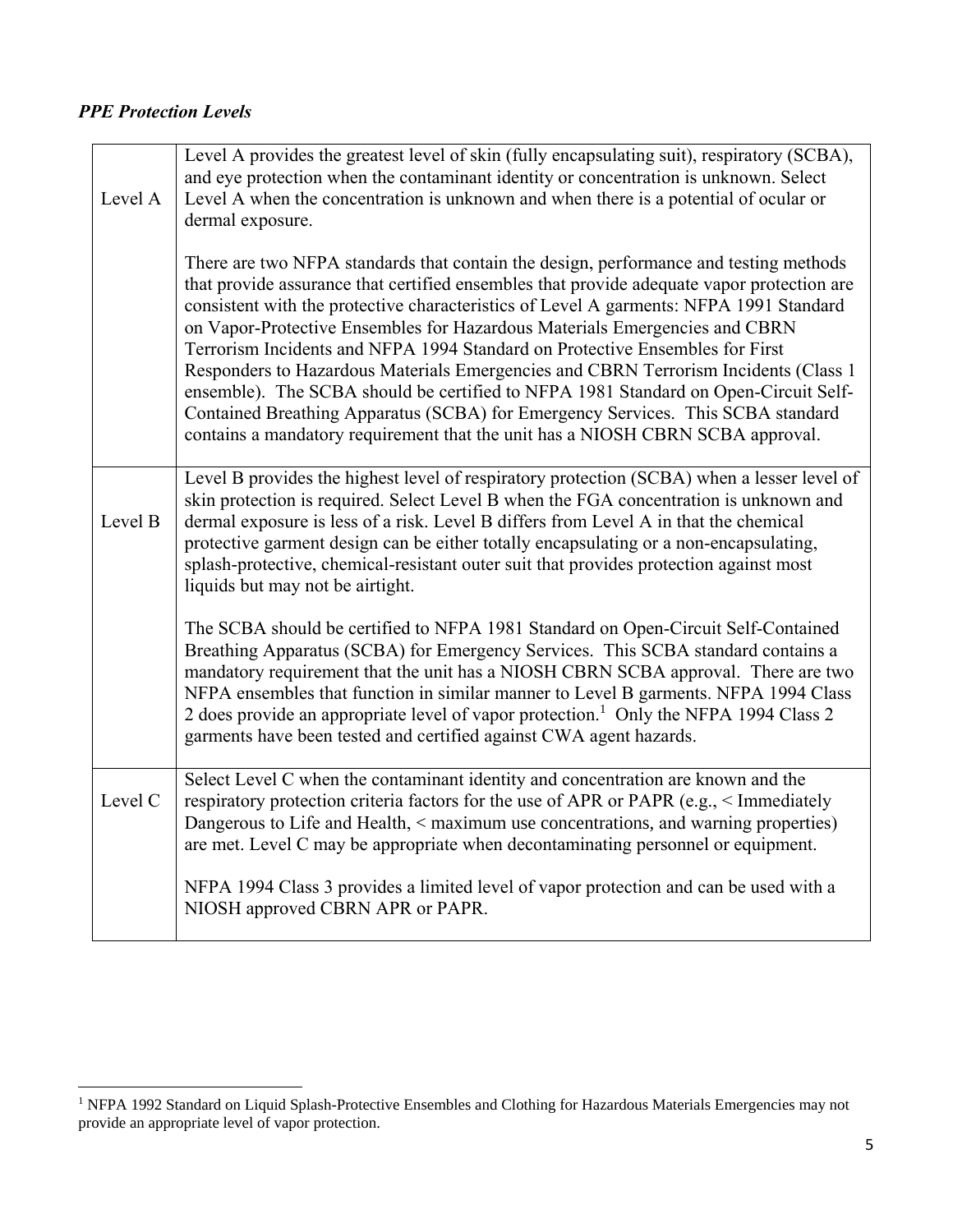***PPE Protection Levels***

| | |
|---|---|
| Level A | Level A provides the greatest level of skin (fully encapsulating suit), respiratory (SCBA), and eye protection when the contaminant identity or concentration is unknown. Select Level A when the concentration is unknown and when there is a potential of ocular or dermal exposure.<br><br>There are two NFPA standards that contain the design, performance and testing methods that provide assurance that certified ensembles that provide adequate vapor protection are consistent with the protective characteristics of Level A garments: NFPA 1991 Standard on Vapor-Protective Ensembles for Hazardous Materials Emergencies and CBRN Terrorism Incidents and NFPA 1994 Standard on Protective Ensembles for First Responders to Hazardous Materials Emergencies and CBRN Terrorism Incidents (Class 1 ensemble). The SCBA should be certified to NFPA 1981 Standard on Open-Circuit Self-Contained Breathing Apparatus (SCBA) for Emergency Services. This SCBA standard contains a mandatory requirement that the unit has a NIOSH CBRN SCBA approval. |
| Level B | Level B provides the highest level of respiratory protection (SCBA) when a lesser level of skin protection is required. Select Level B when the FGA concentration is unknown and dermal exposure is less of a risk. Level B differs from Level A in that the chemical protective garment design can be either totally encapsulating or a non-encapsulating, splash-protective, chemical-resistant outer suit that provides protection against most liquids but may not be airtight.<br><br>The SCBA should be certified to NFPA 1981 Standard on Open-Circuit Self-Contained Breathing Apparatus (SCBA) for Emergency Services. This SCBA standard contains a mandatory requirement that the unit has a NIOSH CBRN SCBA approval. There are two NFPA ensembles that function in similar manner to Level B garments. NFPA 1994 Class 2 does provide an appropriate level of vapor protection.[1] Only the NFPA 1994 Class 2 garments have been tested and certified against CWA agent hazards. |
| Level C | Select Level C when the contaminant identity and concentration are known and the respiratory protection criteria factors for the use of APR or PAPR (e.g., < Immediately Dangerous to Life and Health, < maximum use concentrations, and warning properties) are met. Level C may be appropriate when decontaminating personnel or equipment.<br><br>NFPA 1994 Class 3 provides a limited level of vapor protection and can be used with a NIOSH approved CBRN APR or PAPR. |

[1] NFPA 1992 Standard on Liquid Splash-Protective Ensembles and Clothing for Hazardous Materials Emergencies may not provide an appropriate level of vapor protection.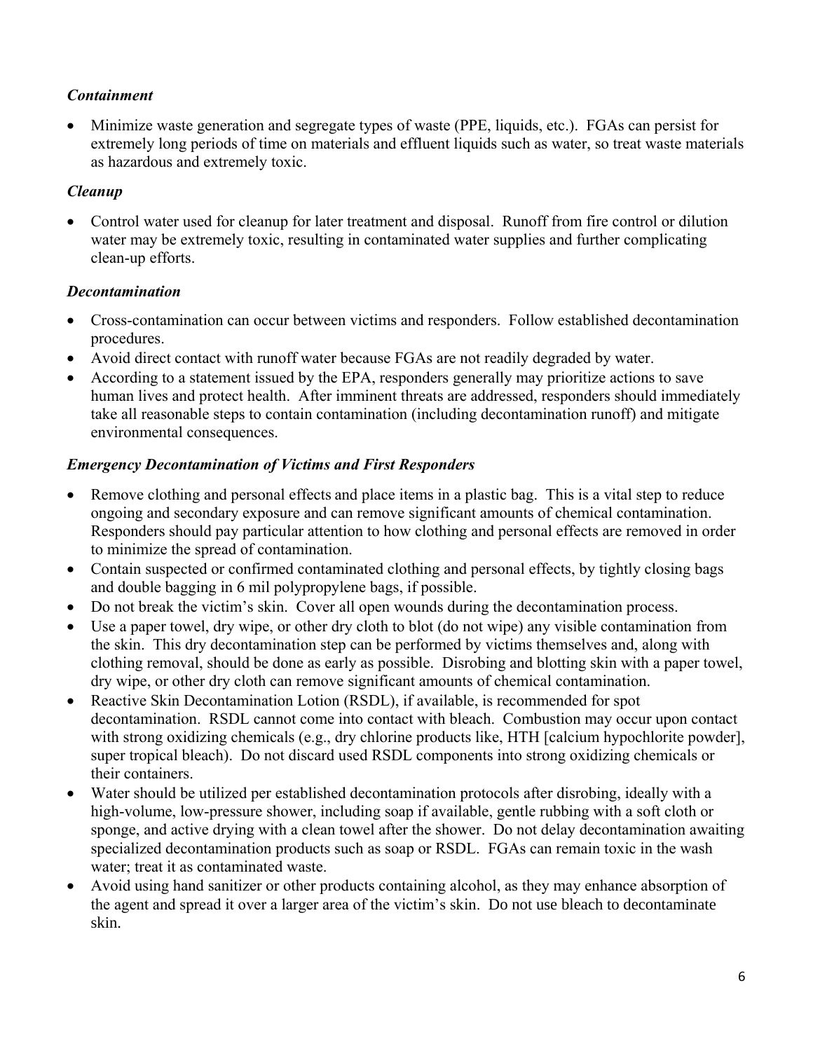### *Containment*

- Minimize waste generation and segregate types of waste (PPE, liquids, etc.). FGAs can persist for extremely long periods of time on materials and effluent liquids such as water, so treat waste materials as hazardous and extremely toxic.

### *Cleanup*

- Control water used for cleanup for later treatment and disposal. Runoff from fire control or dilution water may be extremely toxic, resulting in contaminated water supplies and further complicating clean-up efforts.

### *Decontamination*

- Cross-contamination can occur between victims and responders. Follow established decontamination procedures.
- Avoid direct contact with runoff water because FGAs are not readily degraded by water.
- According to a statement issued by the EPA, responders generally may prioritize actions to save human lives and protect health. After imminent threats are addressed, responders should immediately take all reasonable steps to contain contamination (including decontamination runoff) and mitigate environmental consequences.

### *Emergency Decontamination of Victims and First Responders*

- Remove clothing and personal effects and place items in a plastic bag. This is a vital step to reduce ongoing and secondary exposure and can remove significant amounts of chemical contamination. Responders should pay particular attention to how clothing and personal effects are removed in order to minimize the spread of contamination.
- Contain suspected or confirmed contaminated clothing and personal effects, by tightly closing bags and double bagging in 6 mil polypropylene bags, if possible.
- Do not break the victim's skin. Cover all open wounds during the decontamination process.
- Use a paper towel, dry wipe, or other dry cloth to blot (do not wipe) any visible contamination from the skin. This dry decontamination step can be performed by victims themselves and, along with clothing removal, should be done as early as possible. Disrobing and blotting skin with a paper towel, dry wipe, or other dry cloth can remove significant amounts of chemical contamination.
- Reactive Skin Decontamination Lotion (RSDL), if available, is recommended for spot decontamination. RSDL cannot come into contact with bleach. Combustion may occur upon contact with strong oxidizing chemicals (e.g., dry chlorine products like, HTH [calcium hypochlorite powder], super tropical bleach). Do not discard used RSDL components into strong oxidizing chemicals or their containers.
- Water should be utilized per established decontamination protocols after disrobing, ideally with a high-volume, low-pressure shower, including soap if available, gentle rubbing with a soft cloth or sponge, and active drying with a clean towel after the shower. Do not delay decontamination awaiting specialized decontamination products such as soap or RSDL. FGAs can remain toxic in the wash water; treat it as contaminated waste.
- Avoid using hand sanitizer or other products containing alcohol, as they may enhance absorption of the agent and spread it over a larger area of the victim's skin. Do not use bleach to decontaminate skin.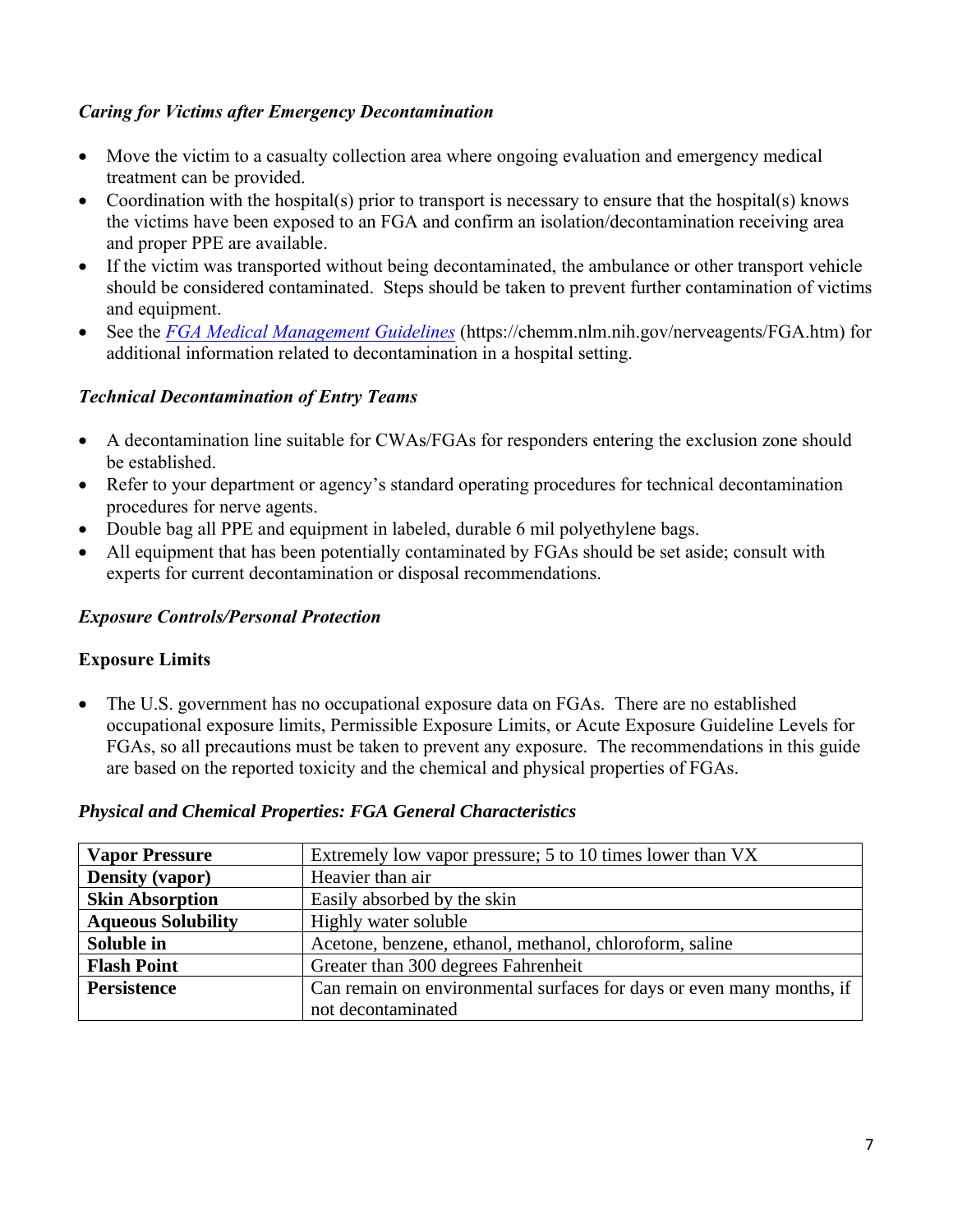### *Caring for Victims after Emergency Decontamination*

- Move the victim to a casualty collection area where ongoing evaluation and emergency medical treatment can be provided.
- Coordination with the hospital(s) prior to transport is necessary to ensure that the hospital(s) knows the victims have been exposed to an FGA and confirm an isolation/decontamination receiving area and proper PPE are available.
- If the victim was transported without being decontaminated, the ambulance or other transport vehicle should be considered contaminated. Steps should be taken to prevent further contamination of victims and equipment.
- See the *FGA Medical Management Guidelines* (https://chemm.nlm.nih.gov/nerveagents/FGA.htm) for additional information related to decontamination in a hospital setting.

### *Technical Decontamination of Entry Teams*

- A decontamination line suitable for CWAs/FGAs for responders entering the exclusion zone should be established.
- Refer to your department or agency's standard operating procedures for technical decontamination procedures for nerve agents.
- Double bag all PPE and equipment in labeled, durable 6 mil polyethylene bags.
- All equipment that has been potentially contaminated by FGAs should be set aside; consult with experts for current decontamination or disposal recommendations.

### *Exposure Controls/Personal Protection*

**Exposure Limits**

- The U.S. government has no occupational exposure data on FGAs. There are no established occupational exposure limits, Permissible Exposure Limits, or Acute Exposure Guideline Levels for FGAs, so all precautions must be taken to prevent any exposure. The recommendations in this guide are based on the reported toxicity and the chemical and physical properties of FGAs.

### *Physical and Chemical Properties: FGA General Characteristics*

| Property | Characteristic |
|---|---|
| **Vapor Pressure** | Extremely low vapor pressure; 5 to 10 times lower than VX |
| **Density (vapor)** | Heavier than air |
| **Skin Absorption** | Easily absorbed by the skin |
| **Aqueous Solubility** | Highly water soluble |
| **Soluble in** | Acetone, benzene, ethanol, methanol, chloroform, saline |
| **Flash Point** | Greater than 300 degrees Fahrenheit |
| **Persistence** | Can remain on environmental surfaces for days or even many months, if not decontaminated |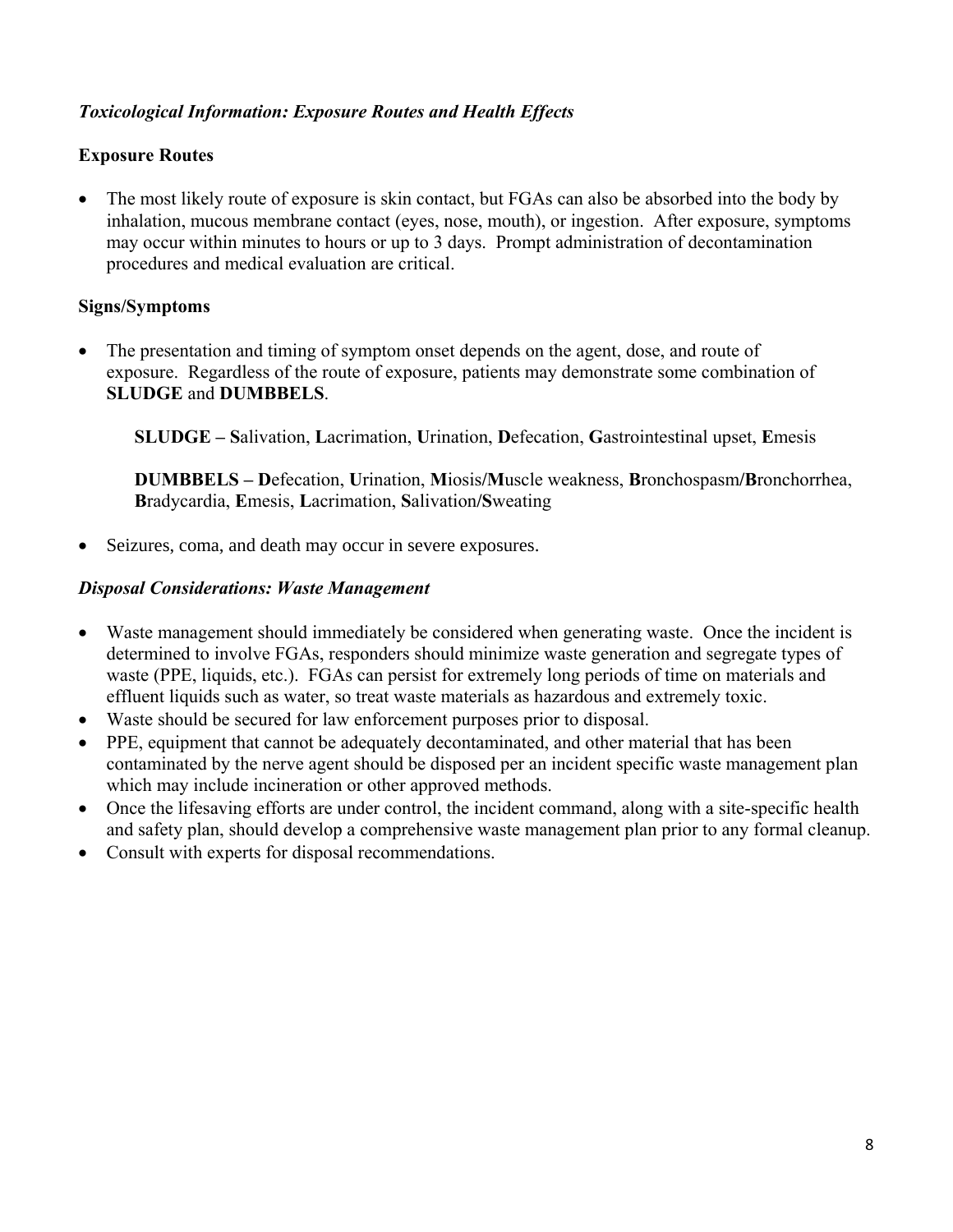### *Toxicological Information: Exposure Routes and Health Effects*

**Exposure Routes**

- The most likely route of exposure is skin contact, but FGAs can also be absorbed into the body by inhalation, mucous membrane contact (eyes, nose, mouth), or ingestion. After exposure, symptoms may occur within minutes to hours or up to 3 days. Prompt administration of decontamination procedures and medical evaluation are critical.

**Signs/Symptoms**

- The presentation and timing of symptom onset depends on the agent, dose, and route of exposure. Regardless of the route of exposure, patients may demonstrate some combination of **SLUDGE** and **DUMBBELS**.

  **SLUDGE – S**alivation, **L**acrimation, **U**rination, **D**efecation, **G**astrointestinal upset, **E**mesis

  **DUMBBELS – D**efecation, **U**rination, **M**iosis/**M**uscle weakness, **B**ronchospasm/**B**ronchorrhea, **B**radycardia, **E**mesis, **L**acrimation, **S**alivation/**S**weating

- Seizures, coma, and death may occur in severe exposures.

### *Disposal Considerations: Waste Management*

- Waste management should immediately be considered when generating waste. Once the incident is determined to involve FGAs, responders should minimize waste generation and segregate types of waste (PPE, liquids, etc.). FGAs can persist for extremely long periods of time on materials and effluent liquids such as water, so treat waste materials as hazardous and extremely toxic.
- Waste should be secured for law enforcement purposes prior to disposal.
- PPE, equipment that cannot be adequately decontaminated, and other material that has been contaminated by the nerve agent should be disposed per an incident specific waste management plan which may include incineration or other approved methods.
- Once the lifesaving efforts are under control, the incident command, along with a site-specific health and safety plan, should develop a comprehensive waste management plan prior to any formal cleanup.
- Consult with experts for disposal recommendations.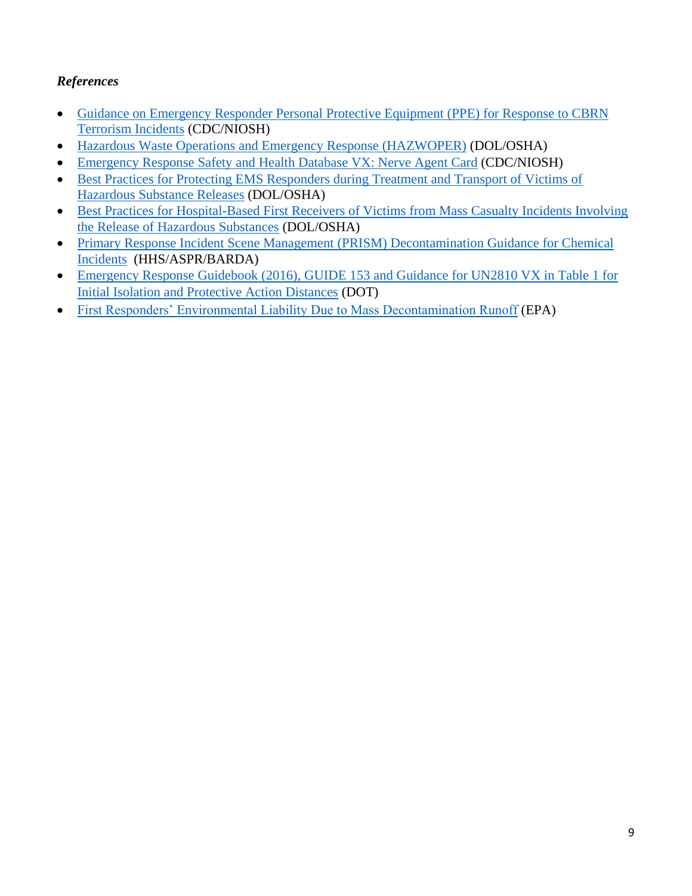***References***

- Guidance on Emergency Responder Personal Protective Equipment (PPE) for Response to CBRN Terrorism Incidents (CDC/NIOSH)
- Hazardous Waste Operations and Emergency Response (HAZWOPER) (DOL/OSHA)
- Emergency Response Safety and Health Database VX: Nerve Agent Card (CDC/NIOSH)
- Best Practices for Protecting EMS Responders during Treatment and Transport of Victims of Hazardous Substance Releases (DOL/OSHA)
- Best Practices for Hospital-Based First Receivers of Victims from Mass Casualty Incidents Involving the Release of Hazardous Substances (DOL/OSHA)
- Primary Response Incident Scene Management (PRISM) Decontamination Guidance for Chemical Incidents (HHS/ASPR/BARDA)
- Emergency Response Guidebook (2016), GUIDE 153 and Guidance for UN2810 VX in Table 1 for Initial Isolation and Protective Action Distances (DOT)
- First Responders' Environmental Liability Due to Mass Decontamination Runoff (EPA)